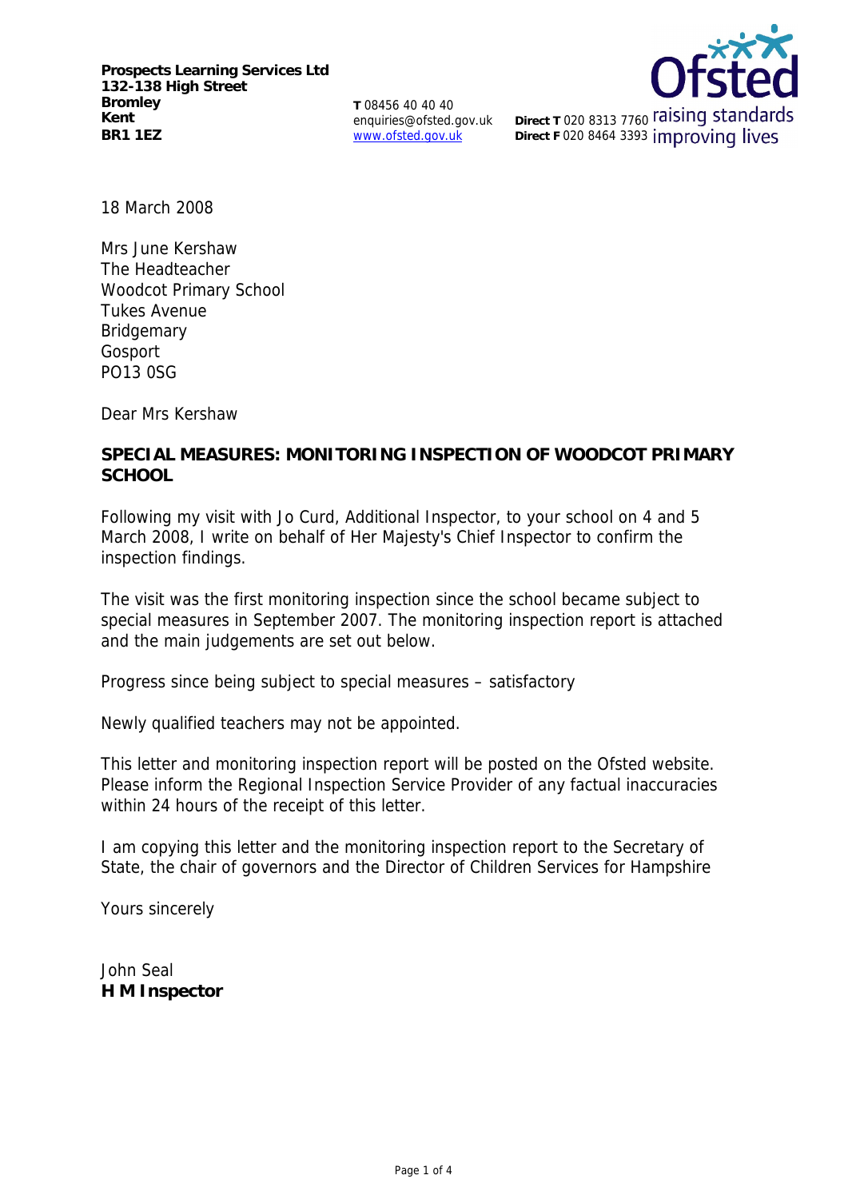**Prospects Learning Services Ltd**
**132-138 High Street**
**Bromley**
**Kent**
**BR1 1EZ**

**T** 08456 40 40 40
enquiries@ofsted.gov.uk
www.ofsted.gov.uk

**Direct T** 020 8313 7760
**Direct F** 020 8464 3393

Ofsted raising standards improving lives

18 March 2008

Mrs June Kershaw
The Headteacher
Woodcot Primary School
Tukes Avenue
Bridgemary
Gosport
PO13 0SG

Dear Mrs Kershaw

**SPECIAL MEASURES: MONITORING INSPECTION OF WOODCOT PRIMARY SCHOOL**

Following my visit with Jo Curd, Additional Inspector, to your school on 4 and 5 March 2008, I write on behalf of Her Majesty's Chief Inspector to confirm the inspection findings.

The visit was the first monitoring inspection since the school became subject to special measures in September 2007. The monitoring inspection report is attached and the main judgements are set out below.

Progress since being subject to special measures – satisfactory

Newly qualified teachers may not be appointed.

This letter and monitoring inspection report will be posted on the Ofsted website. Please inform the Regional Inspection Service Provider of any factual inaccuracies within 24 hours of the receipt of this letter.

I am copying this letter and the monitoring inspection report to the Secretary of State, the chair of governors and the Director of Children Services for Hampshire

Yours sincerely

John Seal
**H M Inspector**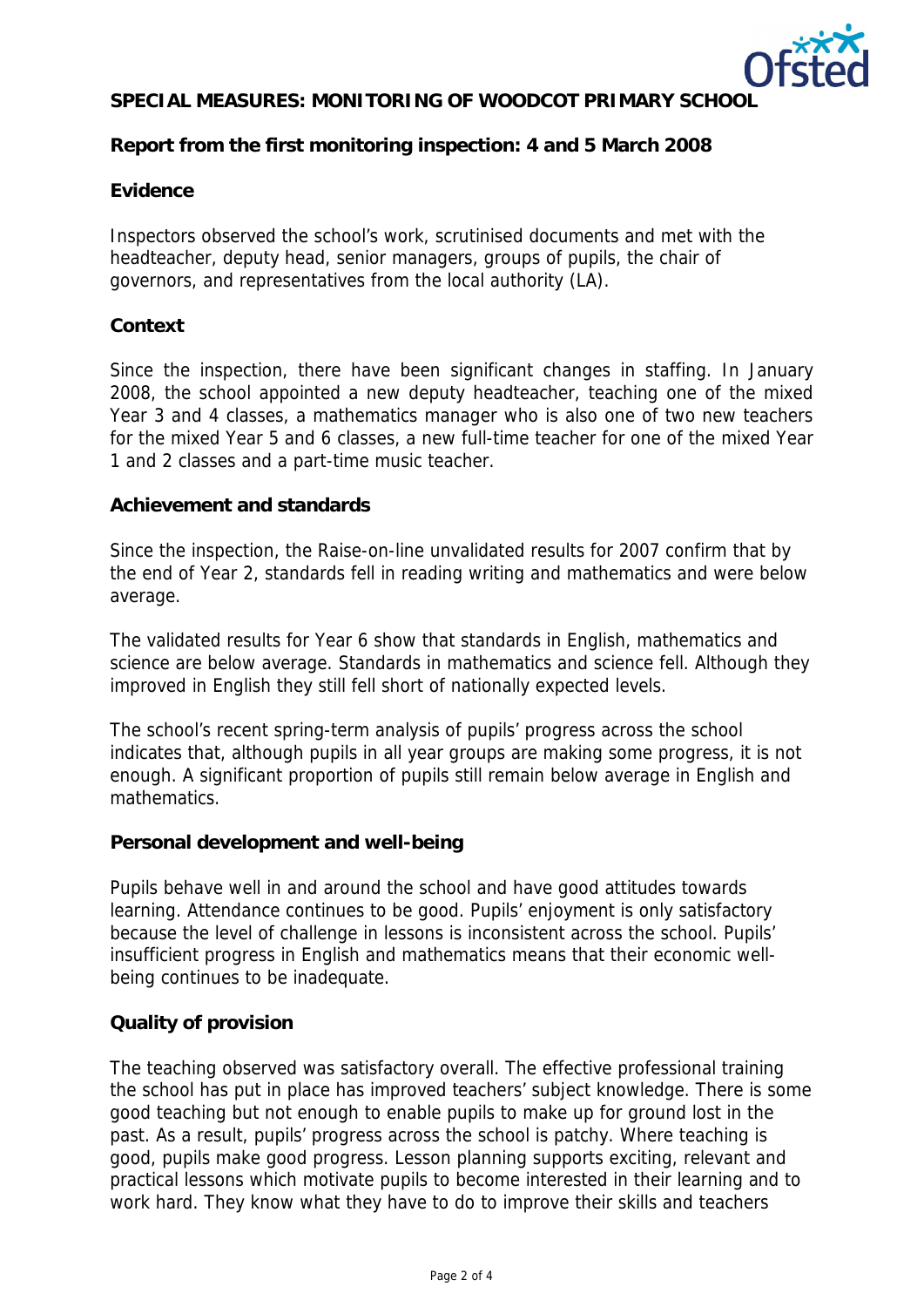**SPECIAL MEASURES: MONITORING OF WOODCOT PRIMARY SCHOOL**

**Report from the first monitoring inspection: 4 and 5 March 2008**

**Evidence**

Inspectors observed the school's work, scrutinised documents and met with the headteacher, deputy head, senior managers, groups of pupils, the chair of governors, and representatives from the local authority (LA).

**Context**

Since the inspection, there have been significant changes in staffing. In January 2008, the school appointed a new deputy headteacher, teaching one of the mixed Year 3 and 4 classes, a mathematics manager who is also one of two new teachers for the mixed Year 5 and 6 classes, a new full-time teacher for one of the mixed Year 1 and 2 classes and a part-time music teacher.

**Achievement and standards**

Since the inspection, the Raise-on-line unvalidated results for 2007 confirm that by the end of Year 2, standards fell in reading writing and mathematics and were below average.

The validated results for Year 6 show that standards in English, mathematics and science are below average. Standards in mathematics and science fell. Although they improved in English they still fell short of nationally expected levels.

The school's recent spring-term analysis of pupils' progress across the school indicates that, although pupils in all year groups are making some progress, it is not enough. A significant proportion of pupils still remain below average in English and mathematics.

**Personal development and well-being**

Pupils behave well in and around the school and have good attitudes towards learning. Attendance continues to be good. Pupils' enjoyment is only satisfactory because the level of challenge in lessons is inconsistent across the school. Pupils' insufficient progress in English and mathematics means that their economic well-being continues to be inadequate.

**Quality of provision**

The teaching observed was satisfactory overall. The effective professional training the school has put in place has improved teachers' subject knowledge. There is some good teaching but not enough to enable pupils to make up for ground lost in the past. As a result, pupils' progress across the school is patchy. Where teaching is good, pupils make good progress. Lesson planning supports exciting, relevant and practical lessons which motivate pupils to become interested in their learning and to work hard. They know what they have to do to improve their skills and teachers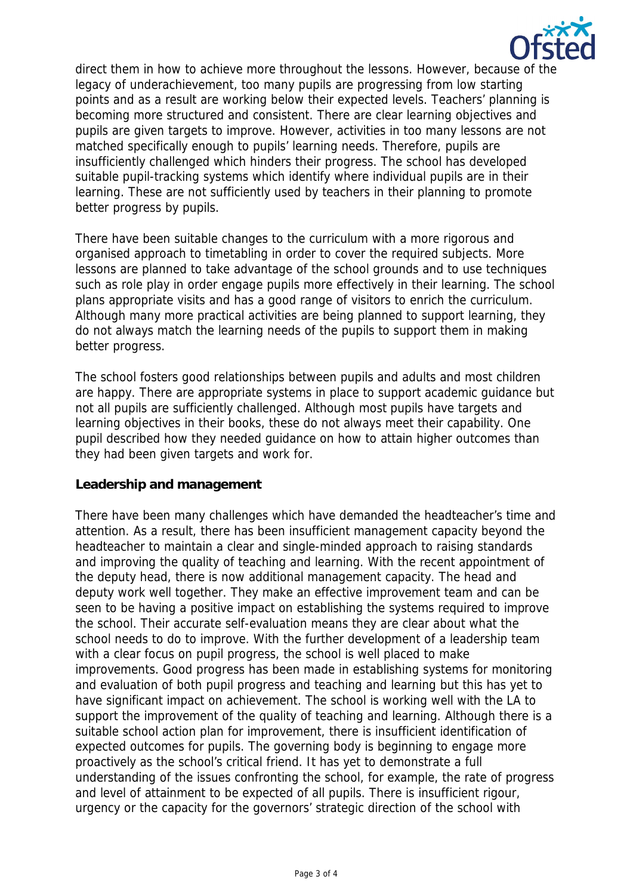direct them in how to achieve more throughout the lessons. However, because of the legacy of underachievement, too many pupils are progressing from low starting points and as a result are working below their expected levels. Teachers' planning is becoming more structured and consistent. There are clear learning objectives and pupils are given targets to improve. However, activities in too many lessons are not matched specifically enough to pupils' learning needs. Therefore, pupils are insufficiently challenged which hinders their progress. The school has developed suitable pupil-tracking systems which identify where individual pupils are in their learning. These are not sufficiently used by teachers in their planning to promote better progress by pupils.

There have been suitable changes to the curriculum with a more rigorous and organised approach to timetabling in order to cover the required subjects. More lessons are planned to take advantage of the school grounds and to use techniques such as role play in order engage pupils more effectively in their learning. The school plans appropriate visits and has a good range of visitors to enrich the curriculum. Although many more practical activities are being planned to support learning, they do not always match the learning needs of the pupils to support them in making better progress.

The school fosters good relationships between pupils and adults and most children are happy. There are appropriate systems in place to support academic guidance but not all pupils are sufficiently challenged. Although most pupils have targets and learning objectives in their books, these do not always meet their capability. One pupil described how they needed guidance on how to attain higher outcomes than they had been given targets and work for.

**Leadership and management**

There have been many challenges which have demanded the headteacher's time and attention. As a result, there has been insufficient management capacity beyond the headteacher to maintain a clear and single-minded approach to raising standards and improving the quality of teaching and learning. With the recent appointment of the deputy head, there is now additional management capacity. The head and deputy work well together. They make an effective improvement team and can be seen to be having a positive impact on establishing the systems required to improve the school. Their accurate self-evaluation means they are clear about what the school needs to do to improve. With the further development of a leadership team with a clear focus on pupil progress, the school is well placed to make improvements. Good progress has been made in establishing systems for monitoring and evaluation of both pupil progress and teaching and learning but this has yet to have significant impact on achievement. The school is working well with the LA to support the improvement of the quality of teaching and learning. Although there is a suitable school action plan for improvement, there is insufficient identification of expected outcomes for pupils. The governing body is beginning to engage more proactively as the school's critical friend. It has yet to demonstrate a full understanding of the issues confronting the school, for example, the rate of progress and level of attainment to be expected of all pupils. There is insufficient rigour, urgency or the capacity for the governors' strategic direction of the school with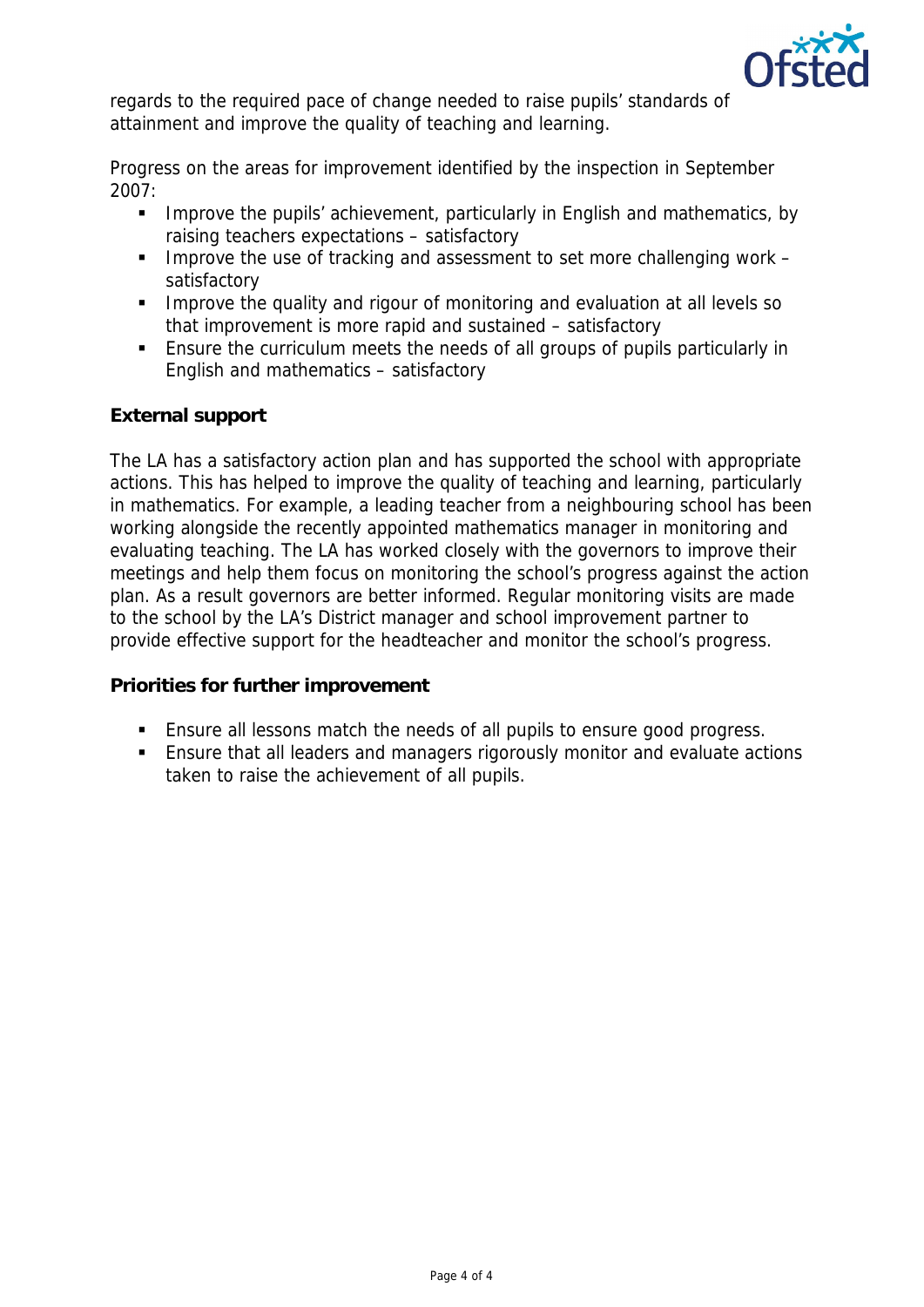regards to the required pace of change needed to raise pupils' standards of attainment and improve the quality of teaching and learning.

Progress on the areas for improvement identified by the inspection in September 2007:

- Improve the pupils' achievement, particularly in English and mathematics, by raising teachers expectations – satisfactory
- Improve the use of tracking and assessment to set more challenging work – satisfactory
- Improve the quality and rigour of monitoring and evaluation at all levels so that improvement is more rapid and sustained – satisfactory
- Ensure the curriculum meets the needs of all groups of pupils particularly in English and mathematics – satisfactory

**External support**

The LA has a satisfactory action plan and has supported the school with appropriate actions. This has helped to improve the quality of teaching and learning, particularly in mathematics. For example, a leading teacher from a neighbouring school has been working alongside the recently appointed mathematics manager in monitoring and evaluating teaching. The LA has worked closely with the governors to improve their meetings and help them focus on monitoring the school's progress against the action plan. As a result governors are better informed. Regular monitoring visits are made to the school by the LA's District manager and school improvement partner to provide effective support for the headteacher and monitor the school's progress.

**Priorities for further improvement**

- Ensure all lessons match the needs of all pupils to ensure good progress.
- Ensure that all leaders and managers rigorously monitor and evaluate actions taken to raise the achievement of all pupils.